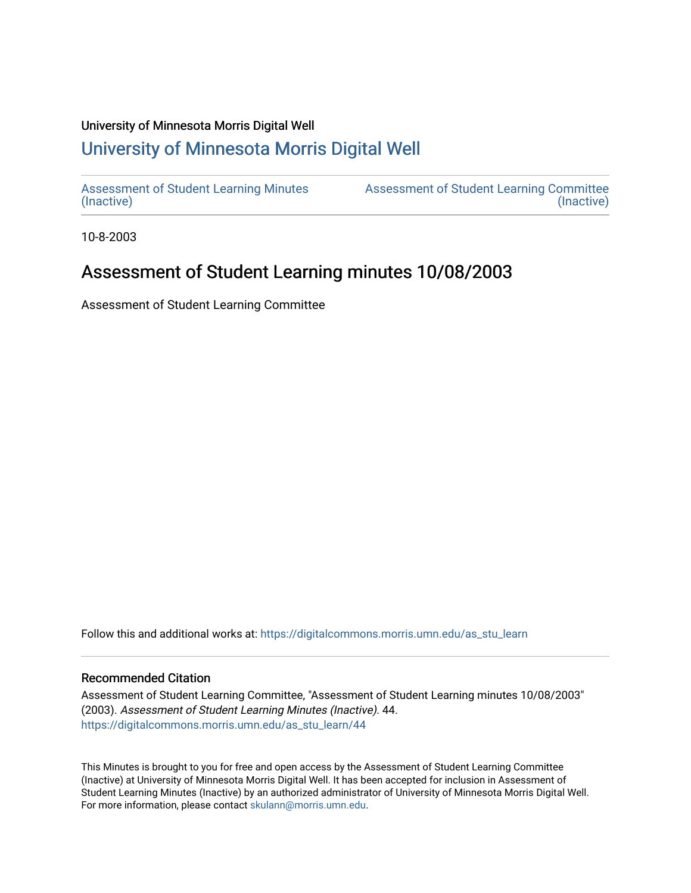University of Minnesota Morris Digital Well

# University of Minnesota Morris Digital Well

Assessment of Student Learning Minutes (Inactive)

Assessment of Student Learning Committee (Inactive)

10-8-2003

## Assessment of Student Learning minutes 10/08/2003

Assessment of Student Learning Committee

Follow this and additional works at: https://digitalcommons.morris.umn.edu/as_stu_learn

### Recommended Citation

Assessment of Student Learning Committee, "Assessment of Student Learning minutes 10/08/2003" (2003). *Assessment of Student Learning Minutes (Inactive)*. 44.
https://digitalcommons.morris.umn.edu/as_stu_learn/44

This Minutes is brought to you for free and open access by the Assessment of Student Learning Committee (Inactive) at University of Minnesota Morris Digital Well. It has been accepted for inclusion in Assessment of Student Learning Minutes (Inactive) by an authorized administrator of University of Minnesota Morris Digital Well. For more information, please contact skulann@morris.umn.edu.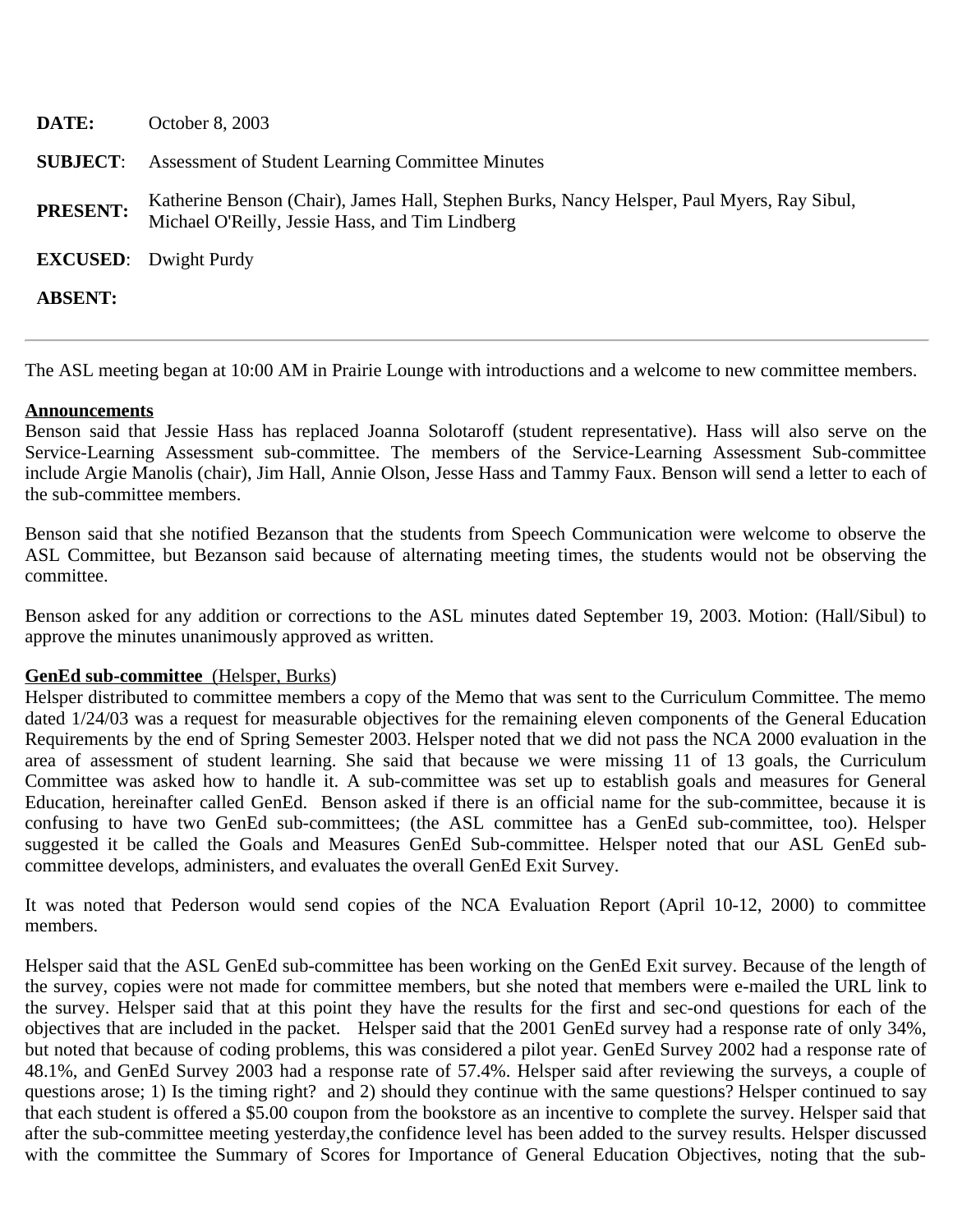| | |
|---|---|
| **DATE:** | October 8, 2003 |
| **SUBJECT**: | Assessment of Student Learning Committee Minutes |
| **PRESENT:** | Katherine Benson (Chair), James Hall, Stephen Burks, Nancy Helsper, Paul Myers, Ray Sibul, Michael O'Reilly, Jessie Hass, and Tim Lindberg |
| **EXCUSED**: | Dwight Purdy |
| **ABSENT:** | |

---

The ASL meeting began at 10:00 AM in Prairie Lounge with introductions and a welcome to new committee members.

**Announcements**

Benson said that Jessie Hass has replaced Joanna Solotaroff (student representative). Hass will also serve on the Service-Learning Assessment sub-committee. The members of the Service-Learning Assessment Sub-committee include Argie Manolis (chair), Jim Hall, Annie Olson, Jesse Hass and Tammy Faux. Benson will send a letter to each of the sub-committee members.

Benson said that she notified Bezanson that the students from Speech Communication were welcome to observe the ASL Committee, but Bezanson said because of alternating meeting times, the students would not be observing the committee.

Benson asked for any addition or corrections to the ASL minutes dated September 19, 2003. Motion: (Hall/Sibul) to approve the minutes unanimously approved as written.

**GenEd sub-committee** (Helsper, Burks)

Helsper distributed to committee members a copy of the Memo that was sent to the Curriculum Committee. The memo dated 1/24/03 was a request for measurable objectives for the remaining eleven components of the General Education Requirements by the end of Spring Semester 2003. Helsper noted that we did not pass the NCA 2000 evaluation in the area of assessment of student learning. She said that because we were missing 11 of 13 goals, the Curriculum Committee was asked how to handle it. A sub-committee was set up to establish goals and measures for General Education, hereinafter called GenEd. Benson asked if there is an official name for the sub-committee, because it is confusing to have two GenEd sub-committees; (the ASL committee has a GenEd sub-committee, too). Helsper suggested it be called the Goals and Measures GenEd Sub-committee. Helsper noted that our ASL GenEd sub-committee develops, administers, and evaluates the overall GenEd Exit Survey.

It was noted that Pederson would send copies of the NCA Evaluation Report (April 10-12, 2000) to committee members.

Helsper said that the ASL GenEd sub-committee has been working on the GenEd Exit survey. Because of the length of the survey, copies were not made for committee members, but she noted that members were e-mailed the URL link to the survey. Helsper said that at this point they have the results for the first and sec-ond questions for each of the objectives that are included in the packet. Helsper said that the 2001 GenEd survey had a response rate of only 34%, but noted that because of coding problems, this was considered a pilot year. GenEd Survey 2002 had a response rate of 48.1%, and GenEd Survey 2003 had a response rate of 57.4%. Helsper said after reviewing the surveys, a couple of questions arose; 1) Is the timing right? and 2) should they continue with the same questions? Helsper continued to say that each student is offered a $5.00 coupon from the bookstore as an incentive to complete the survey. Helsper said that after the sub-committee meeting yesterday,the confidence level has been added to the survey results. Helsper discussed with the committee the Summary of Scores for Importance of General Education Objectives, noting that the sub-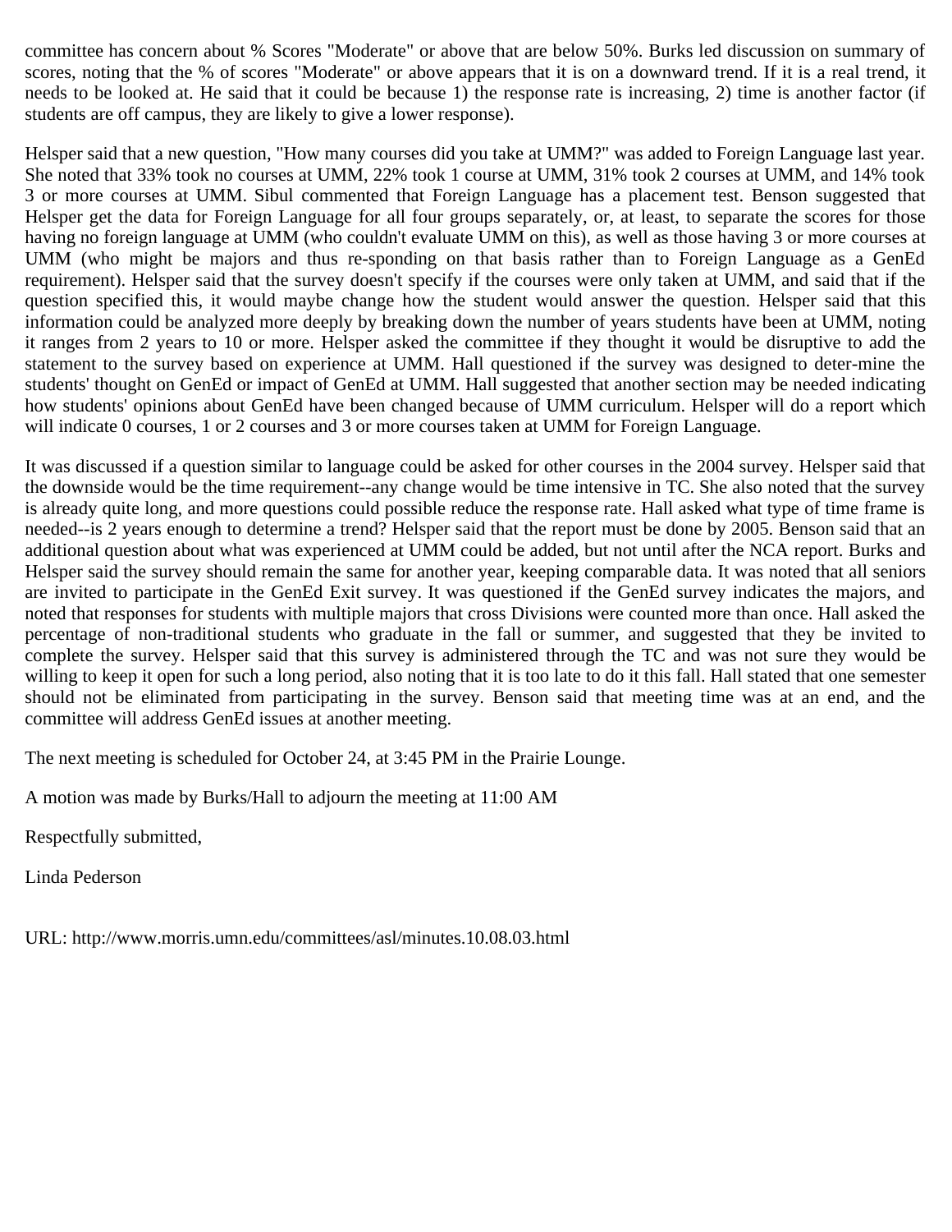committee has concern about % Scores "Moderate" or above that are below 50%. Burks led discussion on summary of scores, noting that the % of scores "Moderate" or above appears that it is on a downward trend. If it is a real trend, it needs to be looked at. He said that it could be because 1) the response rate is increasing, 2) time is another factor (if students are off campus, they are likely to give a lower response).

Helsper said that a new question, "How many courses did you take at UMM?" was added to Foreign Language last year. She noted that 33% took no courses at UMM, 22% took 1 course at UMM, 31% took 2 courses at UMM, and 14% took 3 or more courses at UMM. Sibul commented that Foreign Language has a placement test. Benson suggested that Helsper get the data for Foreign Language for all four groups separately, or, at least, to separate the scores for those having no foreign language at UMM (who couldn't evaluate UMM on this), as well as those having 3 or more courses at UMM (who might be majors and thus re-sponding on that basis rather than to Foreign Language as a GenEd requirement). Helsper said that the survey doesn't specify if the courses were only taken at UMM, and said that if the question specified this, it would maybe change how the student would answer the question. Helsper said that this information could be analyzed more deeply by breaking down the number of years students have been at UMM, noting it ranges from 2 years to 10 or more. Helsper asked the committee if they thought it would be disruptive to add the statement to the survey based on experience at UMM. Hall questioned if the survey was designed to deter-mine the students' thought on GenEd or impact of GenEd at UMM. Hall suggested that another section may be needed indicating how students' opinions about GenEd have been changed because of UMM curriculum. Helsper will do a report which will indicate 0 courses, 1 or 2 courses and 3 or more courses taken at UMM for Foreign Language.

It was discussed if a question similar to language could be asked for other courses in the 2004 survey. Helsper said that the downside would be the time requirement--any change would be time intensive in TC. She also noted that the survey is already quite long, and more questions could possible reduce the response rate. Hall asked what type of time frame is needed--is 2 years enough to determine a trend? Helsper said that the report must be done by 2005. Benson said that an additional question about what was experienced at UMM could be added, but not until after the NCA report. Burks and Helsper said the survey should remain the same for another year, keeping comparable data. It was noted that all seniors are invited to participate in the GenEd Exit survey. It was questioned if the GenEd survey indicates the majors, and noted that responses for students with multiple majors that cross Divisions were counted more than once. Hall asked the percentage of non-traditional students who graduate in the fall or summer, and suggested that they be invited to complete the survey. Helsper said that this survey is administered through the TC and was not sure they would be willing to keep it open for such a long period, also noting that it is too late to do it this fall. Hall stated that one semester should not be eliminated from participating in the survey. Benson said that meeting time was at an end, and the committee will address GenEd issues at another meeting.

The next meeting is scheduled for October 24, at 3:45 PM in the Prairie Lounge.

A motion was made by Burks/Hall to adjourn the meeting at 11:00 AM

Respectfully submitted,

Linda Pederson

URL: http://www.morris.umn.edu/committees/asl/minutes.10.08.03.html